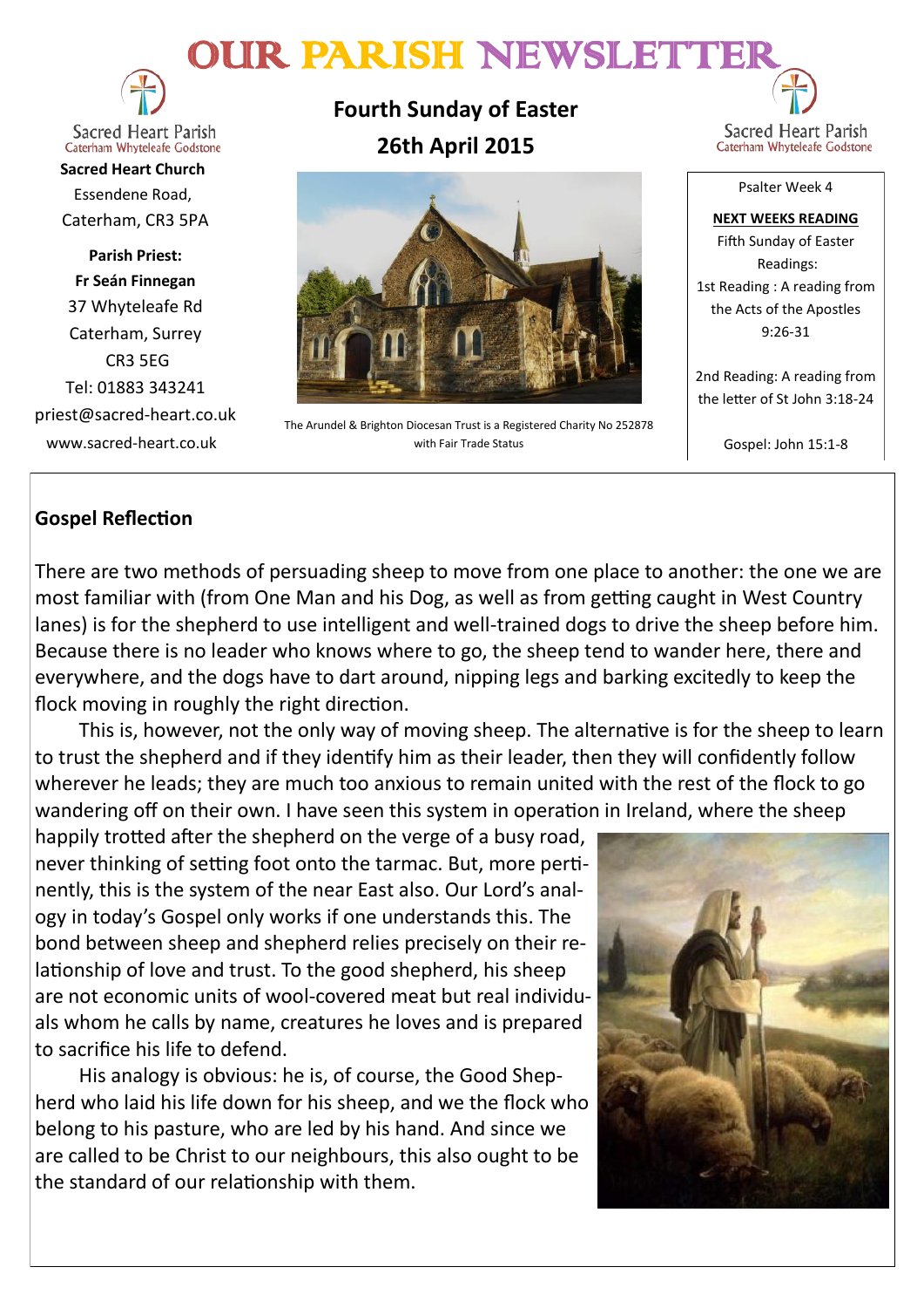# OUR PARISH NEWSLETTER

Sacred Heart Parish
Caterham Whyteleafe Godstone

**Sacred Heart Church**
Essendene Road,
Caterham, CR3 5PA

**Parish Priest:**
**Fr Seán Finnegan**
37 Whyteleafe Rd
Caterham, Surrey
CR3 5EG
Tel: 01883 343241
priest@sacred-heart.co.uk
www.sacred-heart.co.uk

## Fourth Sunday of Easter
## 26th April 2015

The Arundel & Brighton Diocesan Trust is a Registered Charity No 252878 with Fair Trade Status

Sacred Heart Parish
Caterham Whyteleafe Godstone

Psalter Week 4

**NEXT WEEKS READING**
Fifth Sunday of Easter
Readings:
1st Reading : A reading from the Acts of the Apostles 9:26-31

2nd Reading: A reading from the letter of St John 3:18-24

Gospel: John 15:1-8

### Gospel Reflection

There are two methods of persuading sheep to move from one place to another: the one we are most familiar with (from One Man and his Dog, as well as from getting caught in West Country lanes) is for the shepherd to use intelligent and well-trained dogs to drive the sheep before him. Because there is no leader who knows where to go, the sheep tend to wander here, there and everywhere, and the dogs have to dart around, nipping legs and barking excitedly to keep the flock moving in roughly the right direction.

This is, however, not the only way of moving sheep. The alternative is for the sheep to learn to trust the shepherd and if they identify him as their leader, then they will confidently follow wherever he leads; they are much too anxious to remain united with the rest of the flock to go wandering off on their own. I have seen this system in operation in Ireland, where the sheep happily trotted after the shepherd on the verge of a busy road, never thinking of setting foot onto the tarmac. But, more pertinently, this is the system of the near East also. Our Lord's analogy in today's Gospel only works if one understands this. The bond between sheep and shepherd relies precisely on their relationship of love and trust. To the good shepherd, his sheep are not economic units of wool-covered meat but real individuals whom he calls by name, creatures he loves and is prepared to sacrifice his life to defend.

His analogy is obvious: he is, of course, the Good Shepherd who laid his life down for his sheep, and we the flock who belong to his pasture, who are led by his hand. And since we are called to be Christ to our neighbours, this also ought to be the standard of our relationship with them.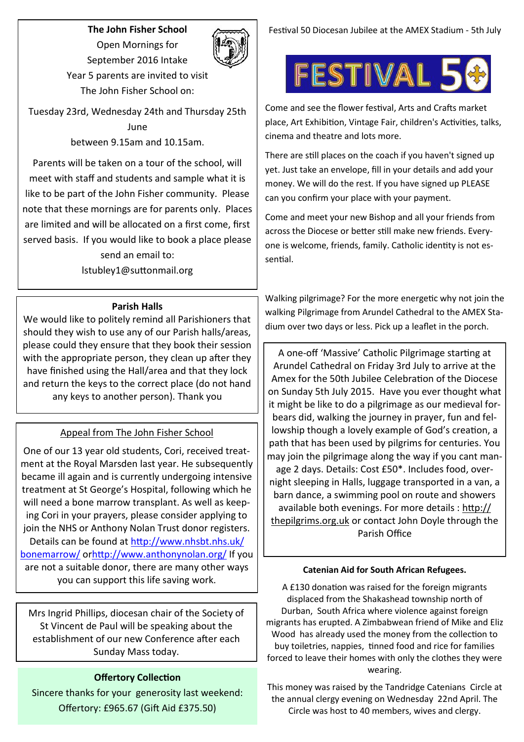### The John Fisher School

Open Mornings for September 2016 Intake

Year 5 parents are invited to visit The John Fisher School on:

Tuesday 23rd, Wednesday 24th and Thursday 25th June between 9.15am and 10.15am.

Parents will be taken on a tour of the school, will meet with staff and students and sample what it is like to be part of the John Fisher community. Please note that these mornings are for parents only. Places are limited and will be allocated on a first come, first served basis. If you would like to book a place please send an email to: lstubley1@suttonmail.org

### Parish Halls

We would like to politely remind all Parishioners that should they wish to use any of our Parish halls/areas, please could they ensure that they book their session with the appropriate person, they clean up after they have finished using the Hall/area and that they lock and return the keys to the correct place (do not hand any keys to another person). Thank you

### Appeal from The John Fisher School

One of our 13 year old students, Cori, received treatment at the Royal Marsden last year. He subsequently became ill again and is currently undergoing intensive treatment at St George's Hospital, following which he will need a bone marrow transplant. As well as keeping Cori in your prayers, please consider applying to join the NHS or Anthony Nolan Trust donor registers. Details can be found at http://www.nhsbt.nhs.uk/bonemarrow/ orhttp://www.anthonynolan.org/ If you are not a suitable donor, there are many other ways you can support this life saving work.

Mrs Ingrid Phillips, diocesan chair of the Society of St Vincent de Paul will be speaking about the establishment of our new Conference after each Sunday Mass today.

### Offertory Collection

Sincere thanks for your generosity last weekend: Offertory: £965.67 (Gift Aid £375.50)

Festival 50 Diocesan Jubilee at the AMEX Stadium - 5th July

FESTIVAL 50

Come and see the flower festival, Arts and Crafts market place, Art Exhibition, Vintage Fair, children's Activities, talks, cinema and theatre and lots more.

There are still places on the coach if you haven't signed up yet. Just take an envelope, fill in your details and add your money. We will do the rest. If you have signed up PLEASE can you confirm your place with your payment.

Come and meet your new Bishop and all your friends from across the Diocese or better still make new friends. Everyone is welcome, friends, family. Catholic identity is not essential.

Walking pilgrimage? For the more energetic why not join the walking Pilgrimage from Arundel Cathedral to the AMEX Stadium over two days or less. Pick up a leaflet in the porch.

A one-off 'Massive' Catholic Pilgrimage starting at Arundel Cathedral on Friday 3rd July to arrive at the Amex for the 50th Jubilee Celebration of the Diocese on Sunday 5th July 2015. Have you ever thought what it might be like to do a pilgrimage as our medieval forbears did, walking the journey in prayer, fun and fellowship though a lovely example of God's creation, a path that has been used by pilgrims for centuries. You may join the pilgrimage along the way if you cant manage 2 days. Details: Cost £50*. Includes food, overnight sleeping in Halls, luggage transported in a van, a barn dance, a swimming pool on route and showers available both evenings. For more details : http://thepilgrims.org.uk or contact John Doyle through the Parish Office

### Catenian Aid for South African Refugees.

A £130 donation was raised for the foreign migrants displaced from the Shakashead township north of Durban, South Africa where violence against foreign migrants has erupted. A Zimbabwean friend of Mike and Eliz Wood has already used the money from the collection to buy toiletries, nappies, tinned food and rice for families forced to leave their homes with only the clothes they were wearing.

This money was raised by the Tandridge Catenians Circle at the annual clergy evening on Wednesday 22nd April. The Circle was host to 40 members, wives and clergy.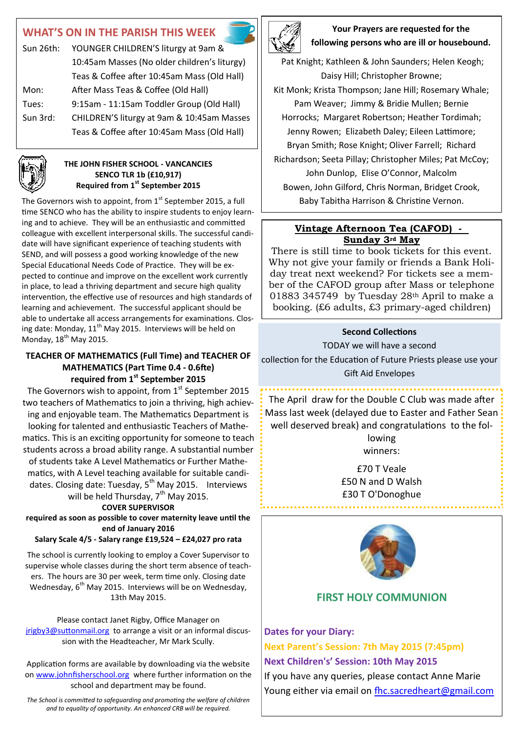## WHAT'S ON IN THE PARISH THIS WEEK

| | |
|---|---|
| Sun 26th: | YOUNGER CHILDREN'S liturgy at 9am & 10:45am Masses (No older children's liturgy) |
| | Teas & Coffee after 10:45am Mass (Old Hall) |
| Mon: | After Mass Teas & Coffee (Old Hall) |
| Tues: | 9:15am - 11:15am Toddler Group (Old Hall) |
| Sun 3rd: | CHILDREN'S liturgy at 9am & 10:45am Masses |
| | Teas & Coffee after 10:45am Mass (Old Hall) |

### THE JOHN FISHER SCHOOL - VANCANCIES
**SENCO TLR 1b (£10,917)**
**Required from 1st September 2015**

The Governors wish to appoint, from 1st September 2015, a full time SENCO who has the ability to inspire students to enjoy learning and to achieve. They will be an enthusiastic and committed colleague with excellent interpersonal skills. The successful candidate will have significant experience of teaching students with SEND, and will possess a good working knowledge of the new Special Educational Needs Code of Practice. They will be expected to continue and improve on the excellent work currently in place, to lead a thriving department and secure high quality intervention, the effective use of resources and high standards of learning and achievement. The successful applicant should be able to undertake all access arrangements for examinations. Closing date: Monday, 11th May 2015. Interviews will be held on Monday, 18th May 2015.

**TEACHER OF MATHEMATICS (Full Time) and TEACHER OF MATHEMATICS (Part Time 0.4 - 0.6fte) required from 1st September 2015**

The Governors wish to appoint, from 1st September 2015 two teachers of Mathematics to join a thriving, high achieving and enjoyable team. The Mathematics Department is looking for talented and enthusiastic Teachers of Mathematics. This is an exciting opportunity for someone to teach students across a broad ability range. A substantial number of students take A Level Mathematics or Further Mathematics, with A Level teaching available for suitable candidates. Closing date: Tuesday, 5th May 2015. Interviews will be held Thursday, 7th May 2015.

**COVER SUPERVISOR**
**required as soon as possible to cover maternity leave until the end of January 2016**
**Salary Scale 4/5 - Salary range £19,524 – £24,027 pro rata**

The school is currently looking to employ a Cover Supervisor to supervise whole classes during the short term absence of teachers. The hours are 30 per week, term time only. Closing date Wednesday, 6th May 2015. Interviews will be on Wednesday, 13th May 2015.

Please contact Janet Rigby, Office Manager on jrigby3@suttonmail.org to arrange a visit or an informal discussion with the Headteacher, Mr Mark Scully.

Application forms are available by downloading via the website on www.johnfisherschool.org where further information on the school and department may be found.

*The School is committed to safeguarding and promoting the welfare of children and to equality of opportunity. An enhanced CRB will be required.*

**Your Prayers are requested for the following persons who are ill or housebound.**

Pat Knight; Kathleen & John Saunders; Helen Keogh; Daisy Hill; Christopher Browne; Kit Monk; Krista Thompson; Jane Hill; Rosemary Whale; Pam Weaver; Jimmy & Bridie Mullen; Bernie Horrocks; Margaret Robertson; Heather Tordimah; Jenny Rowen; Elizabeth Daley; Eileen Lattimore; Bryan Smith; Rose Knight; Oliver Farrell; Richard Richardson; Seeta Pillay; Christopher Miles; Pat McCoy; John Dunlop, Elise O'Connor, Malcolm Bowen, John Gilford, Chris Norman, Bridget Crook, Baby Tabitha Harrison & Christine Vernon.

**Vintage Afternoon Tea (CAFOD) - Sunday 3rd May**

There is still time to book tickets for this event. Why not give your family or friends a Bank Holiday treat next weekend? For tickets see a member of the CAFOD group after Mass or telephone 01883 345749 by Tuesday 28th April to make a booking. (£6 adults, £3 primary-aged children)

**Second Collections**

TODAY we will have a second collection for the Education of Future Priests please use your Gift Aid Envelopes

The April draw for the Double C Club was made after Mass last week (delayed due to Easter and Father Sean well deserved break) and congratulations to the following winners:

£70 T Veale
£50 N and D Walsh
£30 T O'Donoghue

## FIRST HOLY COMMUNION

**Dates for your Diary:**
**Next Parent's Session: 7th May 2015 (7:45pm)**
**Next Children's' Session: 10th May 2015**
If you have any queries, please contact Anne Marie Young either via email on fhc.sacredheart@gmail.com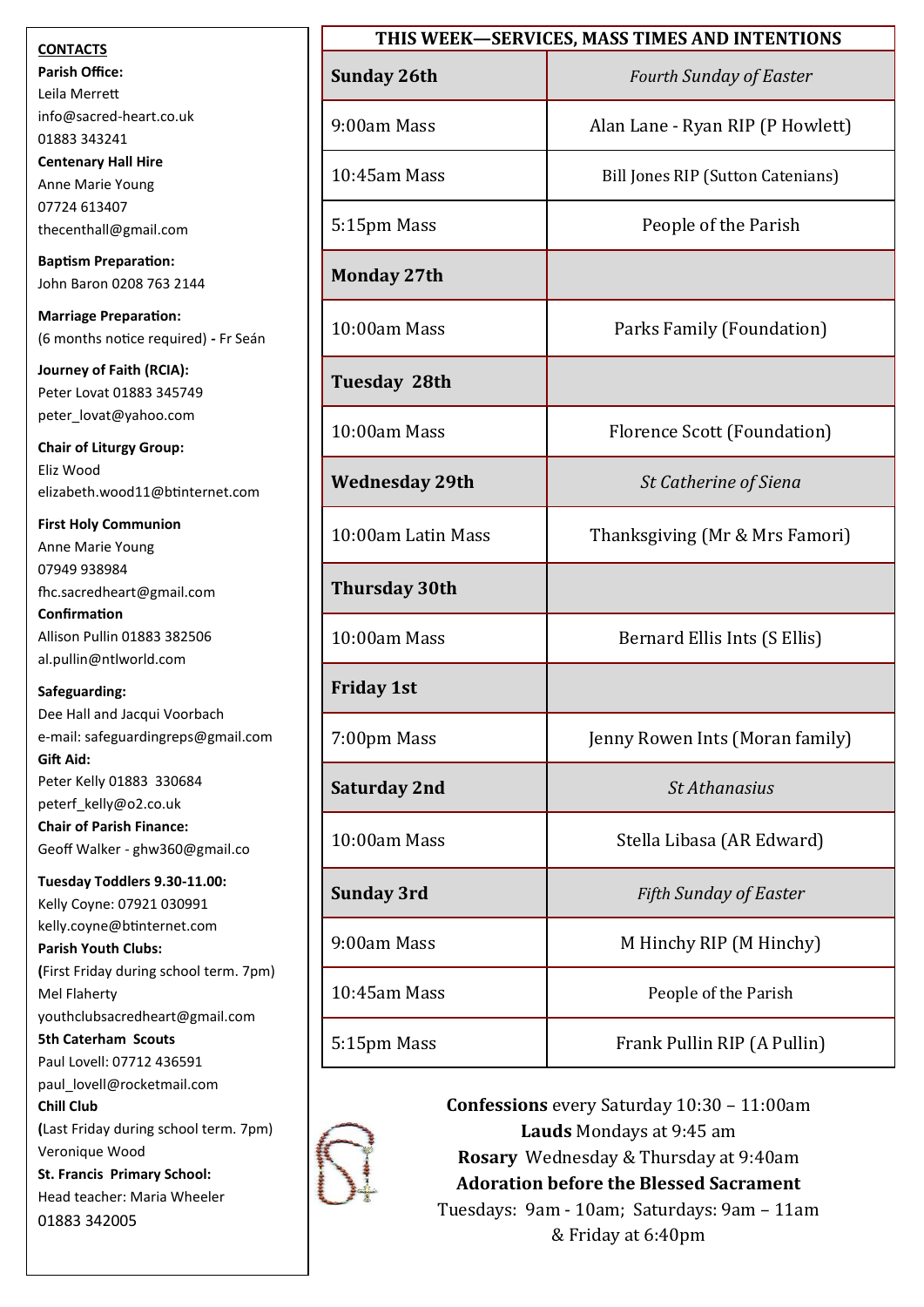**CONTACTS**

**Parish Office:**
Leila Merrett
info@sacred-heart.co.uk
01883 343241

**Centenary Hall Hire**
Anne Marie Young
07724 613407
thecenthall@gmail.com

**Baptism Preparation:**
John Baron 0208 763 2144

**Marriage Preparation:**
(6 months notice required) **-** Fr Seán

**Journey of Faith (RCIA):**
Peter Lovat 01883 345749
peter_lovat@yahoo.com

**Chair of Liturgy Group:**
Eliz Wood
elizabeth.wood11@btinternet.com

**First Holy Communion**
Anne Marie Young
07949 938984
fhc.sacredheart@gmail.com

**Confirmation**
Allison Pullin 01883 382506
al.pullin@ntlworld.com

**Safeguarding:**
Dee Hall and Jacqui Voorbach
e-mail: safeguardingreps@gmail.com

**Gift Aid:**
Peter Kelly 01883 330684
peterf_kelly@o2.co.uk

**Chair of Parish Finance:**
Geoff Walker - ghw360@gmail.co

**Tuesday Toddlers 9.30-11.00:**
Kelly Coyne: 07921 030991
kelly.coyne@btinternet.com

**Parish Youth Clubs:**
**(**First Friday during school term. 7pm)
Mel Flaherty
youthclubsacredheart@gmail.com

**5th Caterham Scouts**
Paul Lovell: 07712 436591
paul_lovell@rocketmail.com

**Chill Club**
**(**Last Friday during school term. 7pm)
Veronique Wood

**St. Francis Primary School:**
Head teacher: Maria Wheeler
01883 342005

## THIS WEEK—SERVICES, MASS TIMES AND INTENTIONS

| | |
|---|---|
| **Sunday 26th** | *Fourth Sunday of Easter* |
| 9:00am Mass | Alan Lane - Ryan RIP (P Howlett) |
| 10:45am Mass | Bill Jones RIP (Sutton Catenians) |
| 5:15pm Mass | People of the Parish |
| **Monday 27th** | |
| 10:00am Mass | Parks Family (Foundation) |
| **Tuesday 28th** | |
| 10:00am Mass | Florence Scott (Foundation) |
| **Wednesday 29th** | *St Catherine of Siena* |
| 10:00am Latin Mass | Thanksgiving (Mr & Mrs Famori) |
| **Thursday 30th** | |
| 10:00am Mass | Bernard Ellis Ints (S Ellis) |
| **Friday 1st** | |
| 7:00pm Mass | Jenny Rowen Ints (Moran family) |
| **Saturday 2nd** | *St Athanasius* |
| 10:00am Mass | Stella Libasa (AR Edward) |
| **Sunday 3rd** | *Fifth Sunday of Easter* |
| 9:00am Mass | M Hinchy RIP (M Hinchy) |
| 10:45am Mass | People of the Parish |
| 5:15pm Mass | Frank Pullin RIP (A Pullin) |

**Confessions** every Saturday 10:30 – 11:00am
**Lauds** Mondays at 9:45 am
**Rosary** Wednesday & Thursday at 9:40am
**Adoration before the Blessed Sacrament**
Tuesdays: 9am - 10am; Saturdays: 9am – 11am
& Friday at 6:40pm